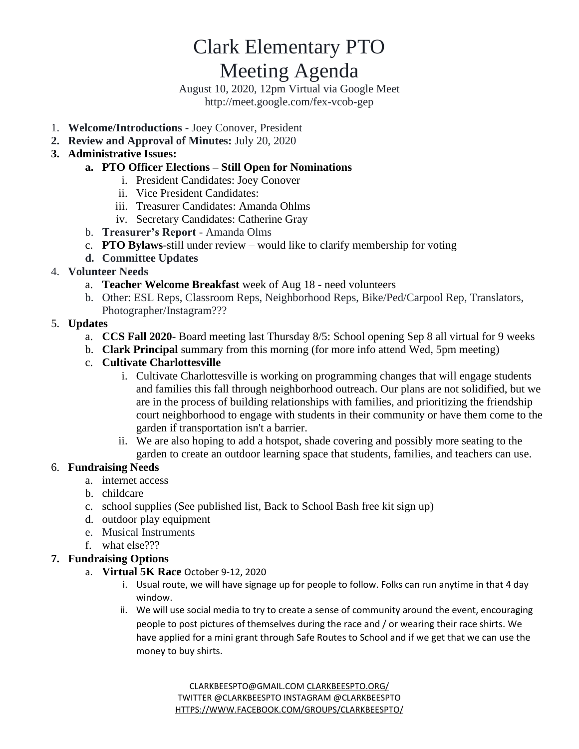# Clark Elementary PTO
# Meeting Agenda

August 10, 2020, 12pm Virtual via Google Meet
http://meet.google.com/fex-vcob-gep

1. **Welcome/Introductions** - Joey Conover, President
2. **Review and Approval of Minutes:** July 20, 2020
3. **Administrative Issues:**
   a. **PTO Officer Elections – Still Open for Nominations**
      i. President Candidates: Joey Conover
      ii. Vice President Candidates:
      iii. Treasurer Candidates: Amanda Ohlms
      iv. Secretary Candidates: Catherine Gray
   b. **Treasurer's Report** - Amanda Olms
   c. **PTO Bylaws**-still under review – would like to clarify membership for voting
   d. **Committee Updates**
4. **Volunteer Needs**
   a. **Teacher Welcome Breakfast** week of Aug 18 - need volunteers
   b. Other: ESL Reps, Classroom Reps, Neighborhood Reps, Bike/Ped/Carpool Rep, Translators, Photographer/Instagram???
5. **Updates**
   a. **CCS Fall 2020**- Board meeting last Thursday 8/5: School opening Sep 8 all virtual for 9 weeks
   b. **Clark Principal** summary from this morning (for more info attend Wed, 5pm meeting)
   c. **Cultivate Charlottesville**
      i. Cultivate Charlottesville is working on programming changes that will engage students and families this fall through neighborhood outreach. Our plans are not solidified, but we are in the process of building relationships with families, and prioritizing the friendship court neighborhood to engage with students in their community or have them come to the garden if transportation isn't a barrier.
      ii. We are also hoping to add a hotspot, shade covering and possibly more seating to the garden to create an outdoor learning space that students, families, and teachers can use.
6. **Fundraising Needs**
   a. internet access
   b. childcare
   c. school supplies (See published list, Back to School Bash free kit sign up)
   d. outdoor play equipment
   e. Musical Instruments
   f. what else???
7. **Fundraising Options**
   a. **Virtual 5K Race** October 9-12, 2020
      i. Usual route, we will have signage up for people to follow. Folks can run anytime in that 4 day window.
      ii. We will use social media to try to create a sense of community around the event, encouraging people to post pictures of themselves during the race and / or wearing their race shirts. We have applied for a mini grant through Safe Routes to School and if we get that we can use the money to buy shirts.

CLARKBEESPTO@GMAIL.COM CLARKBEESPTO.ORG/
TWITTER @CLARKBEESPTO INSTAGRAM @CLARKBEESPTO
HTTPS://WWW.FACEBOOK.COM/GROUPS/CLARKBEESPTO/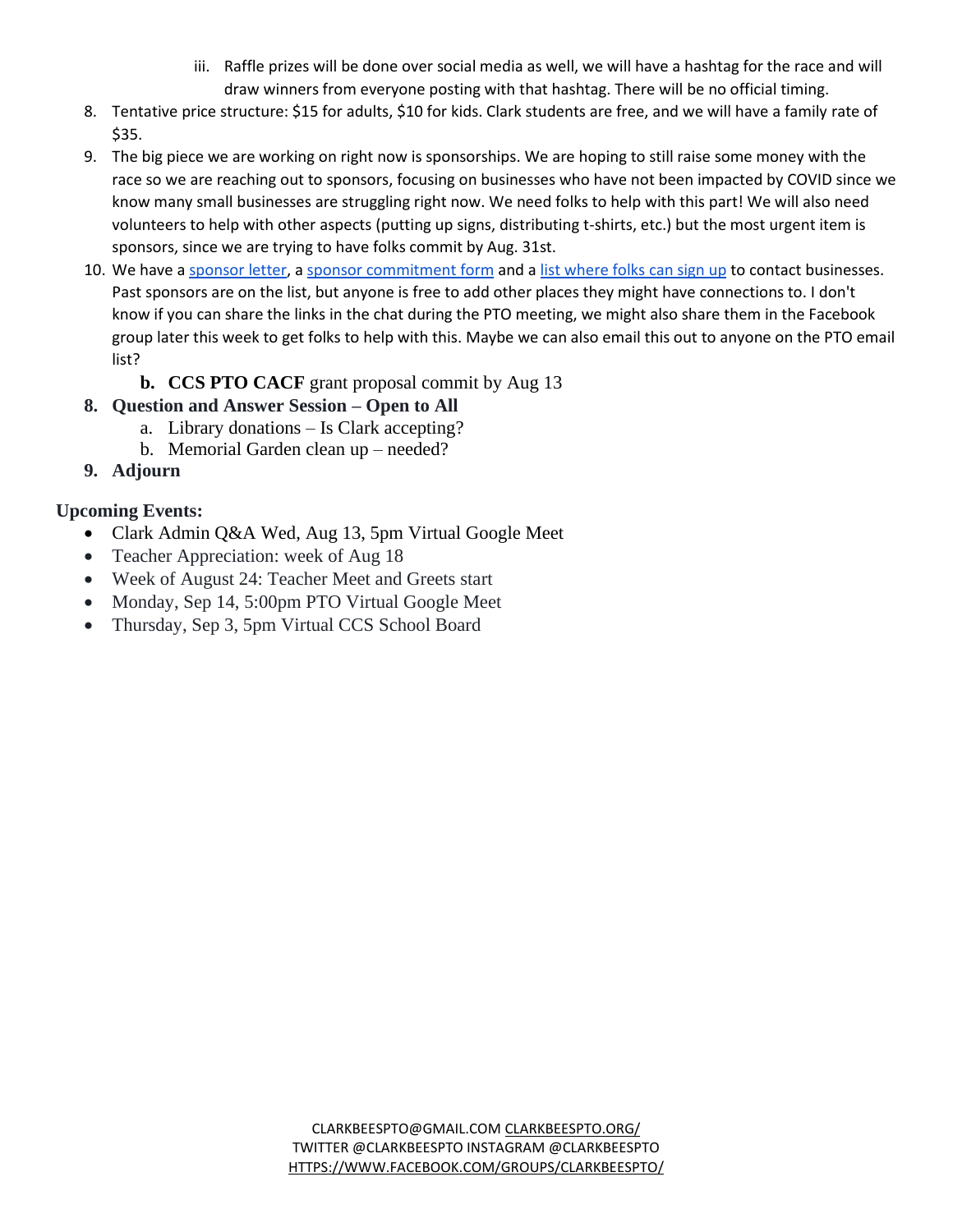iii. Raffle prizes will be done over social media as well, we will have a hashtag for the race and will draw winners from everyone posting with that hashtag. There will be no official timing.

8. Tentative price structure: $15 for adults, $10 for kids. Clark students are free, and we will have a family rate of $35.
9. The big piece we are working on right now is sponsorships. We are hoping to still raise some money with the race so we are reaching out to sponsors, focusing on businesses who have not been impacted by COVID since we know many small businesses are struggling right now. We need folks to help with this part! We will also need volunteers to help with other aspects (putting up signs, distributing t-shirts, etc.) but the most urgent item is sponsors, since we are trying to have folks commit by Aug. 31st.
10. We have a sponsor letter, a sponsor commitment form and a list where folks can sign up to contact businesses. Past sponsors are on the list, but anyone is free to add other places they might have connections to. I don't know if you can share the links in the chat during the PTO meeting, we might also share them in the Facebook group later this week to get folks to help with this. Maybe we can also email this out to anyone on the PTO email list?

   b. **CCS PTO CACF** grant proposal commit by Aug 13

8. **Question and Answer Session – Open to All**
   a. Library donations – Is Clark accepting?
   b. Memorial Garden clean up – needed?
9. **Adjourn**

**Upcoming Events:**

- Clark Admin Q&A Wed, Aug 13, 5pm Virtual Google Meet
- Teacher Appreciation: week of Aug 18
- Week of August 24: Teacher Meet and Greets start
- Monday, Sep 14, 5:00pm PTO Virtual Google Meet
- Thursday, Sep 3, 5pm Virtual CCS School Board